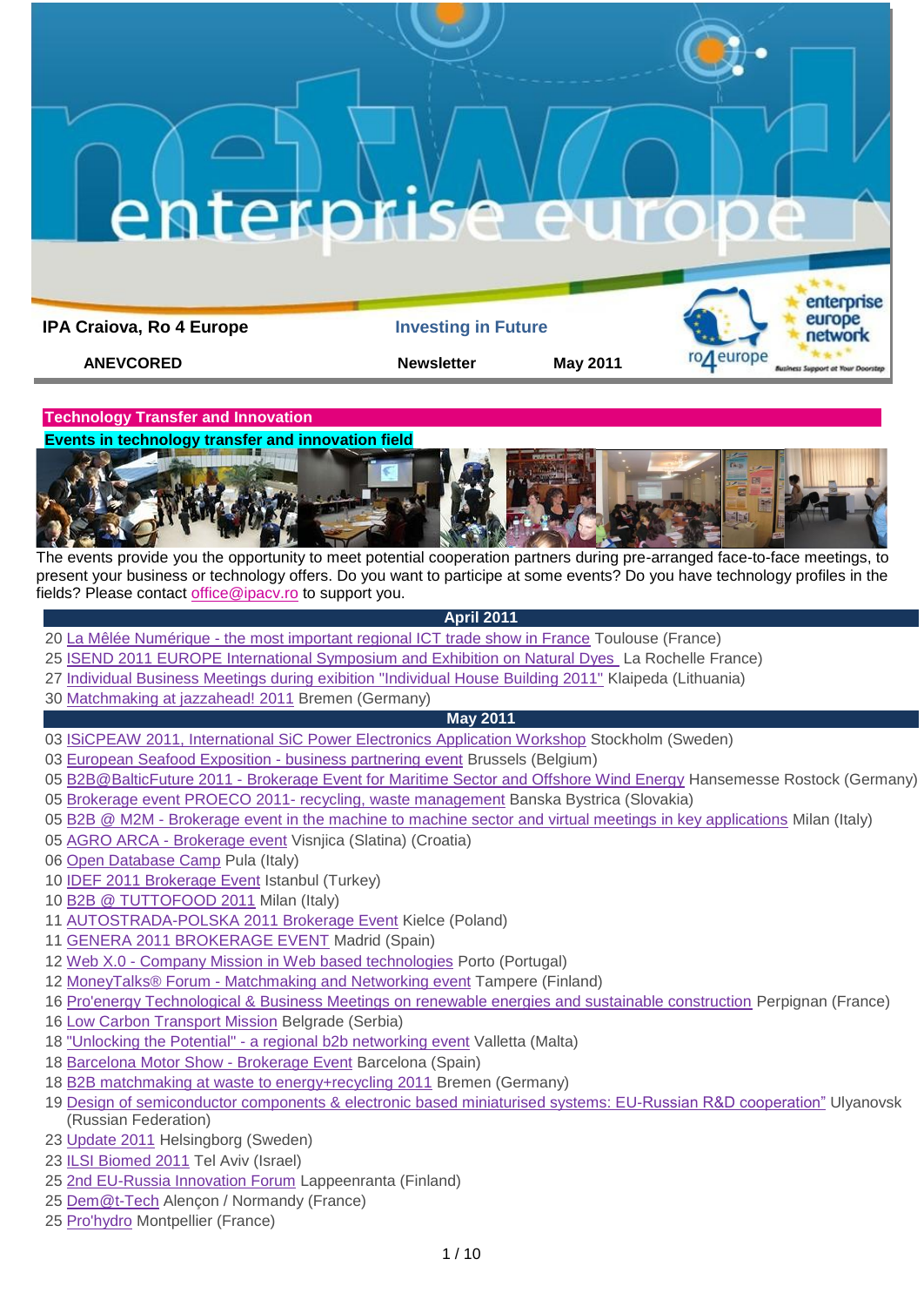**IPA Craiova, Ro 4 Europe** | **Investing in Future**

**ANEVCORED** | **Newsletter** | **May 2011**

## Technology Transfer and Innovation

### Events in technology transfer and innovation field

The events provide you the opportunity to meet potential cooperation partners during pre-arranged face-to-face meetings, to present your business or technology offers. Do you want to participate at some events? Do you have technology profiles in the fields? Please contact office@ipacv.ro to support you.

**April 2011**

20 La Mêlée Numérique - the most important regional ICT trade show in France Toulouse (France)
25 ISEND 2011 EUROPE International Symposium and Exhibition on Natural Dyes La Rochelle France)
27 Individual Business Meetings during exibition "Individual House Building 2011" Klaipeda (Lithuania)
30 Matchmaking at jazzahead! 2011 Bremen (Germany)

**May 2011**

03 ISiCPEAW 2011, International SiC Power Electronics Application Workshop Stockholm (Sweden)
03 European Seafood Exposition - business partnering event Brussels (Belgium)
05 B2B@BalticFuture 2011 - Brokerage Event for Maritime Sector and Offshore Wind Energy Hansemesse Rostock (Germany)
05 Brokerage event PROECO 2011- recycling, waste management Banska Bystrica (Slovakia)
05 B2B @ M2M - Brokerage event in the machine to machine sector and virtual meetings in key applications Milan (Italy)
05 AGRO ARCA - Brokerage event Visnjica (Slatina) (Croatia)
06 Open Database Camp Pula (Italy)
10 IDEF 2011 Brokerage Event Istanbul (Turkey)
10 B2B @ TUTTOFOOD 2011 Milan (Italy)
11 AUTOSTRADA-POLSKA 2011 Brokerage Event Kielce (Poland)
11 GENERA 2011 BROKERAGE EVENT Madrid (Spain)
12 Web X.0 - Company Mission in Web based technologies Porto (Portugal)
12 MoneyTalks® Forum - Matchmaking and Networking event Tampere (Finland)
16 Pro'energy Technological & Business Meetings on renewable energies and sustainable construction Perpignan (France)
16 Low Carbon Transport Mission Belgrade (Serbia)
18 "Unlocking the Potential" - a regional b2b networking event Valletta (Malta)
18 Barcelona Motor Show - Brokerage Event Barcelona (Spain)
18 B2B matchmaking at waste to energy+recycling 2011 Bremen (Germany)
19 Design of semiconductor components & electronic based miniaturised systems: EU-Russian R&D cooperation" Ulyanovsk (Russian Federation)
23 Update 2011 Helsingborg (Sweden)
23 ILSI Biomed 2011 Tel Aviv (Israel)
25 2nd EU-Russia Innovation Forum Lappeenranta (Finland)
25 Dem@t-Tech Alençon / Normandy (France)
25 Pro'hydro Montpellier (France)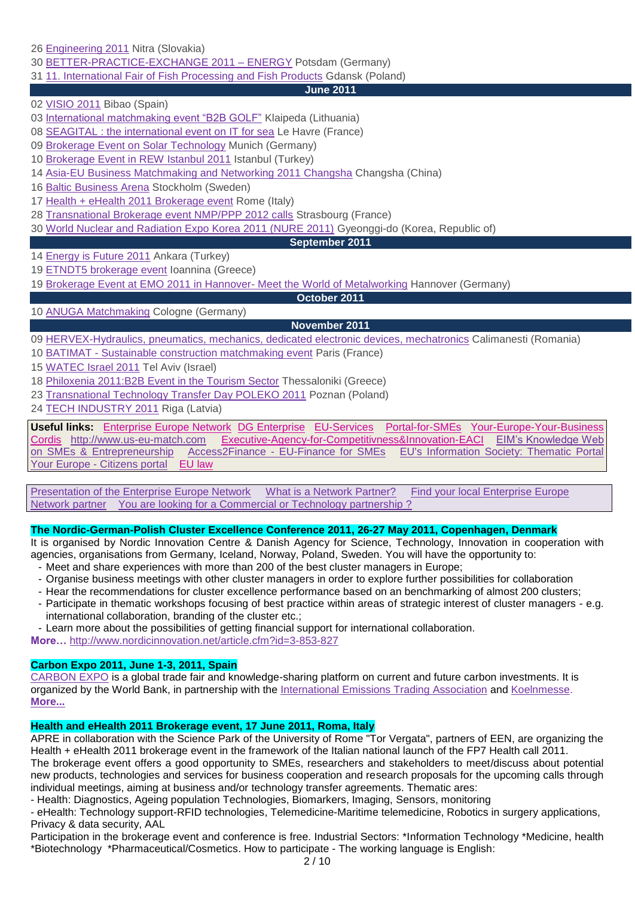26 Engineering 2011 Nitra (Slovakia)
30 BETTER-PRACTICE-EXCHANGE 2011 – ENERGY Potsdam (Germany)
31 11. International Fair of Fish Processing and Fish Products Gdansk (Poland)

**June 2011**

02 VISIO 2011 Bibao (Spain)
03 International matchmaking event "B2B GOLF" Klaipeda (Lithuania)
08 SEAGITAL : the international event on IT for sea Le Havre (France)
09 Brokerage Event on Solar Technology Munich (Germany)
10 Brokerage Event in REW Istanbul 2011 Istanbul (Turkey)
14 Asia-EU Business Matchmaking and Networking 2011 Changsha Changsha (China)
16 Baltic Business Arena Stockholm (Sweden)
17 Health + eHealth 2011 Brokerage event Rome (Italy)
28 Transnational Brokerage event NMP/PPP 2012 calls Strasbourg (France)
30 World Nuclear and Radiation Expo Korea 2011 (NURE 2011) Gyeonggi-do (Korea, Republic of)

**September 2011**

14 Energy is Future 2011 Ankara (Turkey)
19 ETNDT5 brokerage event Ioannina (Greece)
19 Brokerage Event at EMO 2011 in Hannover- Meet the World of Metalworking Hannover (Germany)

**October 2011**

10 ANUGA Matchmaking Cologne (Germany)

**November 2011**

09 HERVEX-Hydraulics, pneumatics, mechanics, dedicated electronic devices, mechatronics Calimanesti (Romania)
10 BATIMAT - Sustainable construction matchmaking event Paris (France)
15 WATEC Israel 2011 Tel Aviv (Israel)
18 Philoxenia 2011:B2B Event in the Tourism Sector Thessaloniki (Greece)
23 Transnational Technology Transfer Day POLEKO 2011 Poznan (Poland)
24 TECH INDUSTRY 2011 Riga (Latvia)

**Useful links:** Enterprise Europe Network DG Enterprise EU-Services Portal-for-SMEs Your-Europe-Your-Business Cordis http://www.us-eu-match.com Executive-Agency-for-Competitivness&Innovation-EACI EIM's Knowledge Web on SMEs & Entrepreneurship Access2Finance - EU-Finance for SMEs EU's Information Society: Thematic Portal Your Europe - Citizens portal EU law

Presentation of the Enterprise Europe Network What is a Network Partner? Find your local Enterprise Europe Network partner You are looking for a Commercial or Technology partnership ?

**The Nordic-German-Polish Cluster Excellence Conference 2011, 26-27 May 2011, Copenhagen, Denmark**

It is organised by Nordic Innovation Centre & Danish Agency for Science, Technology, Innovation in cooperation with agencies, organisations from Germany, Iceland, Norway, Poland, Sweden. You will have the opportunity to:

- Meet and share experiences with more than 200 of the best cluster managers in Europe;
- Organise business meetings with other cluster managers in order to explore further possibilities for collaboration
- Hear the recommendations for cluster excellence performance based on an benchmarking of almost 200 clusters;
- Participate in thematic workshops focusing of best practice within areas of strategic interest of cluster managers - e.g. international collaboration, branding of the cluster etc.;
- Learn more about the possibilities of getting financial support for international collaboration.

**More…** http://www.nordicinnovation.net/article.cfm?id=3-853-827

**Carbon Expo 2011, June 1-3, 2011, Spain**

CARBON EXPO is a global trade fair and knowledge-sharing platform on current and future carbon investments. It is organized by the World Bank, in partnership with the International Emissions Trading Association and Koelnmesse. **More...**

**Health and eHealth 2011 Brokerage event, 17 June 2011, Roma, Italy**

APRE in collaboration with the Science Park of the University of Rome "Tor Vergata", partners of EEN, are organizing the Health + eHealth 2011 brokerage event in the framework of the Italian national launch of the FP7 Health call 2011.
The brokerage event offers a good opportunity to SMEs, researchers and stakeholders to meet/discuss about potential new products, technologies and services for business cooperation and research proposals for the upcoming calls through individual meetings, aiming at business and/or technology transfer agreements. Thematic ares:
- Health: Diagnostics, Ageing population Technologies, Biomarkers, Imaging, Sensors, monitoring
- eHealth: Technology support-RFID technologies, Telemedicine-Maritime telemedicine, Robotics in surgery applications, Privacy & data security, AAL

Participation in the brokerage event and conference is free. Industrial Sectors: *Information Technology *Medicine, health *Biotechnology *Pharmaceutical/Cosmetics. How to participate - The working language is English: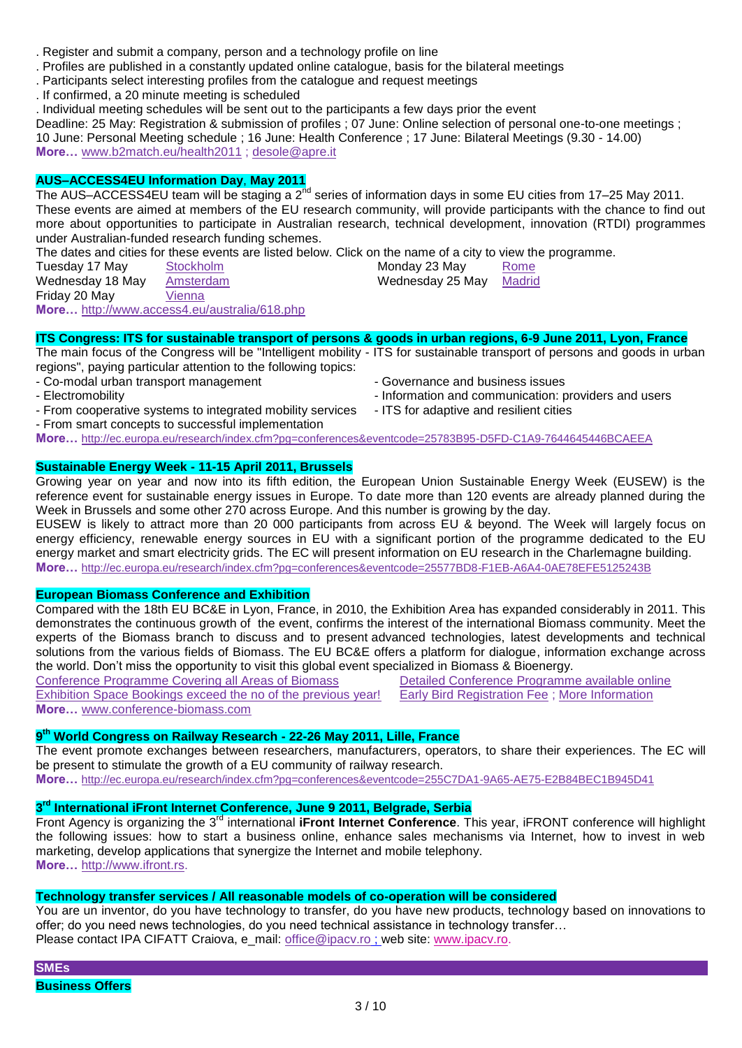. Register and submit a company, person and a technology profile on line
. Profiles are published in a constantly updated online catalogue, basis for the bilateral meetings
. Participants select interesting profiles from the catalogue and request meetings
. If confirmed, a 20 minute meeting is scheduled
. Individual meeting schedules will be sent out to the participants a few days prior the event
Deadline: 25 May: Registration & submission of profiles ; 07 June: Online selection of personal one-to-one meetings ; 10 June: Personal Meeting schedule ; 16 June: Health Conference ; 17 June: Bilateral Meetings (9.30 - 14.00)
**More…** www.b2match.eu/health2011 ; desole@apre.it

## AUS–ACCESS4EU Information Day, May 2011

The AUS–ACCESS4EU team will be staging a 2nd series of information days in some EU cities from 17–25 May 2011. These events are aimed at members of the EU research community, will provide participants with the chance to find out more about opportunities to participate in Australian research, technical development, innovation (RTDI) programmes under Australian-funded research funding schemes.

The dates and cities for these events are listed below. Click on the name of a city to view the programme.

| | |
|---|---|
| Tuesday 17 May | Stockholm |
| Wednesday 18 May | Amsterdam |
| Friday 20 May | Vienna |
| Monday 23 May | Rome |
| Wednesday 25 May | Madrid |

**More…** http://www.access4.eu/australia/618.php

## ITS Congress: ITS for sustainable transport of persons & goods in urban regions, 6-9 June 2011, Lyon, France

The main focus of the Congress will be "Intelligent mobility - ITS for sustainable transport of persons and goods in urban regions", paying particular attention to the following topics:

- Co-modal urban transport management
- Electromobility
- From cooperative systems to integrated mobility services
- From smart concepts to successful implementation
- Governance and business issues
- Information and communication: providers and users
- ITS for adaptive and resilient cities

**More…** http://ec.europa.eu/research/index.cfm?pg=conferences&eventcode=25783B95-D5FD-C1A9-7644645446BCAEEA

## Sustainable Energy Week - 11-15 April 2011, Brussels

Growing year on year and now into its fifth edition, the European Union Sustainable Energy Week (EUSEW) is the reference event for sustainable energy issues in Europe. To date more than 120 events are already planned during the Week in Brussels and some other 270 across Europe. And this number is growing by the day.

EUSEW is likely to attract more than 20 000 participants from across EU & beyond. The Week will largely focus on energy efficiency, renewable energy sources in EU with a significant portion of the programme dedicated to the EU energy market and smart electricity grids. The EC will present information on EU research in the Charlemagne building.

**More…** http://ec.europa.eu/research/index.cfm?pg=conferences&eventcode=25577BD8-F1EB-A6A4-0AE78EFE5125243B

## European Biomass Conference and Exhibition

Compared with the 18th EU BC&E in Lyon, France, in 2010, the Exhibition Area has expanded considerably in 2011. This demonstrates the continuous growth of the event, confirms the interest of the international Biomass community. Meet the experts of the Biomass branch to discuss and to present advanced technologies, latest developments and technical solutions from the various fields of Biomass. The EU BC&E offers a platform for dialogue, information exchange across the world. Don't miss the opportunity to visit this global event specialized in Biomass & Bioenergy.

Conference Programme Covering all Areas of Biomass
Exhibition Space Bookings exceed the no of the previous year!
Detailed Conference Programme available online
Early Bird Registration Fee ; More Information

**More…** www.conference-biomass.com

## 9th World Congress on Railway Research - 22-26 May 2011, Lille, France

The event promote exchanges between researchers, manufacturers, operators, to share their experiences. The EC will be present to stimulate the growth of a EU community of railway research.

**More…** http://ec.europa.eu/research/index.cfm?pg=conferences&eventcode=255C7DA1-9A65-AE75-E2B84BEC1B945D41

## 3rd International iFront Internet Conference, June 9 2011, Belgrade, Serbia

Front Agency is organizing the 3rd international **iFront Internet Conference**. This year, iFRONT conference will highlight the following issues: how to start a business online, enhance sales mechanisms via Internet, how to invest in web marketing, develop applications that synergize the Internet and mobile telephony.

**More…** http://www.ifront.rs.

## Technology transfer services / All reasonable models of co-operation will be considered

You are un inventor, do you have technology to transfer, do you have new products, technology based on innovations to offer; do you need news technologies, do you need technical assistance in technology transfer…
Please contact IPA CIFATT Craiova, e_mail: office@ipacv.ro ; web site: www.ipacv.ro.

# SMEs

## Business Offers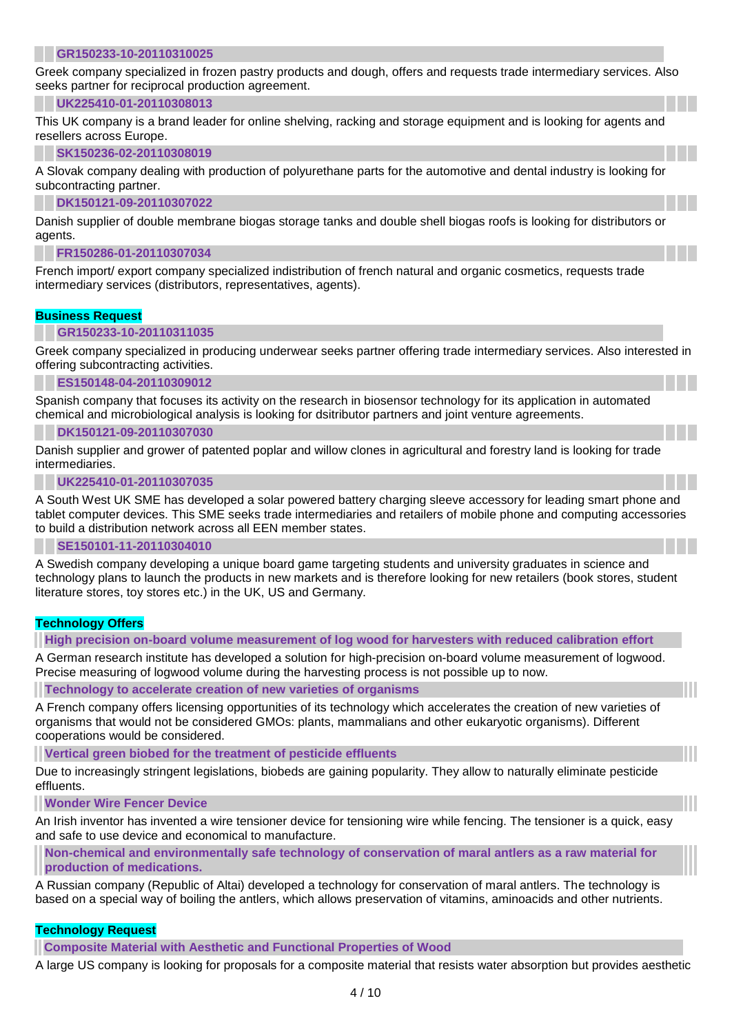**GR150233-10-20110310025**

Greek company specialized in frozen pastry products and dough, offers and requests trade intermediary services. Also seeks partner for reciprocal production agreement.

**UK225410-01-20110308013**

This UK company is a brand leader for online shelving, racking and storage equipment and is looking for agents and resellers across Europe.

**SK150236-02-20110308019**

A Slovak company dealing with production of polyurethane parts for the automotive and dental industry is looking for subcontracting partner.

**DK150121-09-20110307022**

Danish supplier of double membrane biogas storage tanks and double shell biogas roofs is looking for distributors or agents.

**FR150286-01-20110307034**

French import/ export company specialized indistribution of french natural and organic cosmetics, requests trade intermediary services (distributors, representatives, agents).

## Business Request

**GR150233-10-20110311035**

Greek company specialized in producing underwear seeks partner offering trade intermediary services. Also interested in offering subcontracting activities.

**ES150148-04-20110309012**

Spanish company that focuses its activity on the research in biosensor technology for its application in automated chemical and microbiological analysis is looking for dsitributor partners and joint venture agreements.

**DK150121-09-20110307030**

Danish supplier and grower of patented poplar and willow clones in agricultural and forestry land is looking for trade intermediaries.

**UK225410-01-20110307035**

A South West UK SME has developed a solar powered battery charging sleeve accessory for leading smart phone and tablet computer devices. This SME seeks trade intermediaries and retailers of mobile phone and computing accessories to build a distribution network across all EEN member states.

**SE150101-11-20110304010**

A Swedish company developing a unique board game targeting students and university graduates in science and technology plans to launch the products in new markets and is therefore looking for new retailers (book stores, student literature stores, toy stores etc.) in the UK, US and Germany.

## Technology Offers

**High precision on-board volume measurement of log wood for harvesters with reduced calibration effort**

A German research institute has developed a solution for high-precision on-board volume measurement of logwood. Precise measuring of logwood volume during the harvesting process is not possible up to now.

**Technology to accelerate creation of new varieties of organisms**

A French company offers licensing opportunities of its technology which accelerates the creation of new varieties of organisms that would not be considered GMOs: plants, mammalians and other eukaryotic organisms). Different cooperations would be considered.

**Vertical green biobed for the treatment of pesticide effluents**

Due to increasingly stringent legislations, biobeds are gaining popularity. They allow to naturally eliminate pesticide effluents.

**Wonder Wire Fencer Device**

An Irish inventor has invented a wire tensioner device for tensioning wire while fencing. The tensioner is a quick, easy and safe to use device and economical to manufacture.

**Non-chemical and environmentally safe technology of conservation of maral antlers as a raw material for production of medications.**

A Russian company (Republic of Altai) developed a technology for conservation of maral antlers. The technology is based on a special way of boiling the antlers, which allows preservation of vitamins, aminoacids and other nutrients.

## Technology Request

**Composite Material with Aesthetic and Functional Properties of Wood**

A large US company is looking for proposals for a composite material that resists water absorption but provides aesthetic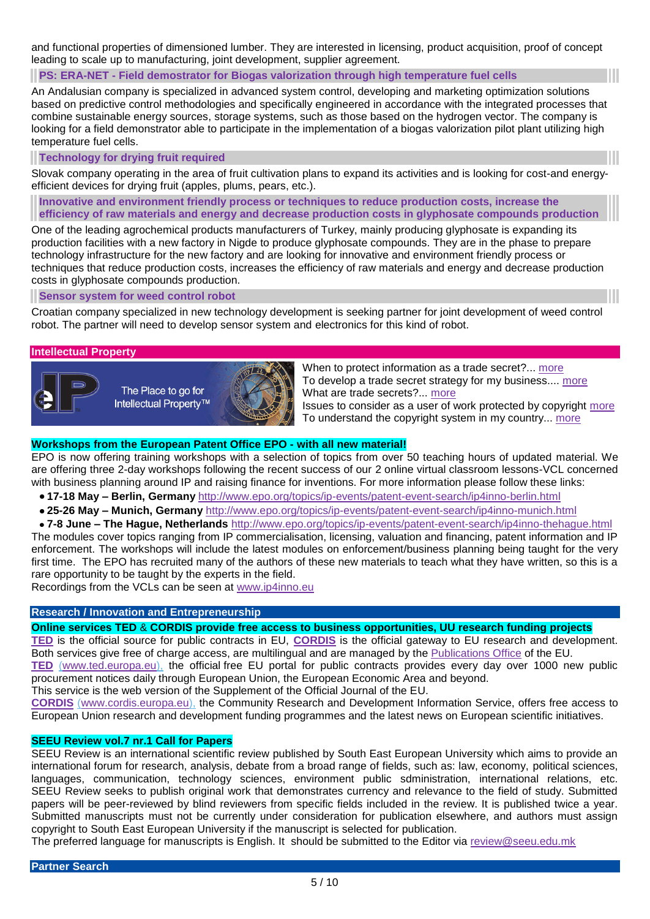and functional properties of dimensioned lumber. They are interested in licensing, product acquisition, proof of concept leading to scale up to manufacturing, joint development, supplier agreement.

### PS: ERA-NET - Field demostrator for Biogas valorization through high temperature fuel cells

An Andalusian company is specialized in advanced system control, developing and marketing optimization solutions based on predictive control methodologies and specifically engineered in accordance with the integrated processes that combine sustainable energy sources, storage systems, such as those based on the hydrogen vector. The company is looking for a field demonstrator able to participate in the implementation of a biogas valorization pilot plant utilizing high temperature fuel cells.

### Technology for drying fruit required

Slovak company operating in the area of fruit cultivation plans to expand its activities and is looking for cost-and energy-efficient devices for drying fruit (apples, plums, pears, etc.).

### Innovative and environment friendly process or techniques to reduce production costs, increase the efficiency of raw materials and energy and decrease production costs in glyphosate compounds production

One of the leading agrochemical products manufacturers of Turkey, mainly producing glyphosate is expanding its production facilities with a new factory in Nigde to produce glyphosate compounds. They are in the phase to prepare technology infrastructure for the new factory and are looking for innovative and environment friendly process or techniques that reduce production costs, increases the efficiency of raw materials and energy and decrease production costs in glyphosate compounds production.

### Sensor system for weed control robot

Croatian company specialized in new technology development is seeking partner for joint development of weed control robot. The partner will need to develop sensor system and electronics for this kind of robot.

## Intellectual Property

The Place to go for Intellectual Property™

When to protect information as a trade secret?... more
To develop a trade secret strategy for my business.... more
What are trade secrets?... more
Issues to consider as a user of work protected by copyright more
To understand the copyright system in my country... more

**Workshops from the European Patent Office EPO - with all new material!**

EPO is now offering training workshops with a selection of topics from over 50 teaching hours of updated material. We are offering three 2-day workshops following the recent success of our 2 online virtual classroom lessons-VCL concerned with business planning around IP and raising finance for inventions. For more information please follow these links:

- **17-18 May – Berlin, Germany** http://www.epo.org/topics/ip-events/patent-event-search/ip4inno-berlin.html
- **25-26 May – Munich, Germany** http://www.epo.org/topics/ip-events/patent-event-search/ip4inno-munich.html
- **7-8 June – The Hague, Netherlands** http://www.epo.org/topics/ip-events/patent-event-search/ip4inno-thehague.html

The modules cover topics ranging from IP commercialisation, licensing, valuation and financing, patent information and IP enforcement. The workshops will include the latest modules on enforcement/business planning being taught for the very first time. The EPO has recruited many of the authors of these new materials to teach what they have written, so this is a rare opportunity to be taught by the experts in the field.
Recordings from the VCLs can be seen at www.ip4inno.eu

## Research / Innovation and Entrepreneurship

**Online services TED & CORDIS provide free access to business opportunities, UU research funding projects**

**TED** is the official source for public contracts in EU, **CORDIS** is the official gateway to EU research and development. Both services give free of charge access, are multilingual and are managed by the Publications Office of the EU.

**TED** (www.ted.europa.eu), the official free EU portal for public contracts provides every day over 1000 new public procurement notices daily through European Union, the European Economic Area and beyond.
This service is the web version of the Supplement of the Official Journal of the EU.

**CORDIS** (www.cordis.europa.eu), the Community Research and Development Information Service, offers free access to European Union research and development funding programmes and the latest news on European scientific initiatives.

**SEEU Review vol.7 nr.1 Call for Papers**

SEEU Review is an international scientific review published by South East European University which aims to provide an international forum for research, analysis, debate from a broad range of fields, such as: law, economy, political sciences, languages, communication, technology sciences, environment public sdministration, international relations, etc. SEEU Review seeks to publish original work that demonstrates currency and relevance to the field of study. Submitted papers will be peer-reviewed by blind reviewers from specific fields included in the review. It is published twice a year. Submitted manuscripts must not be currently under consideration for publication elsewhere, and authors must assign copyright to South East European University if the manuscript is selected for publication.
The preferred language for manuscripts is English. It should be submitted to the Editor via review@seeu.edu.mk

## Partner Search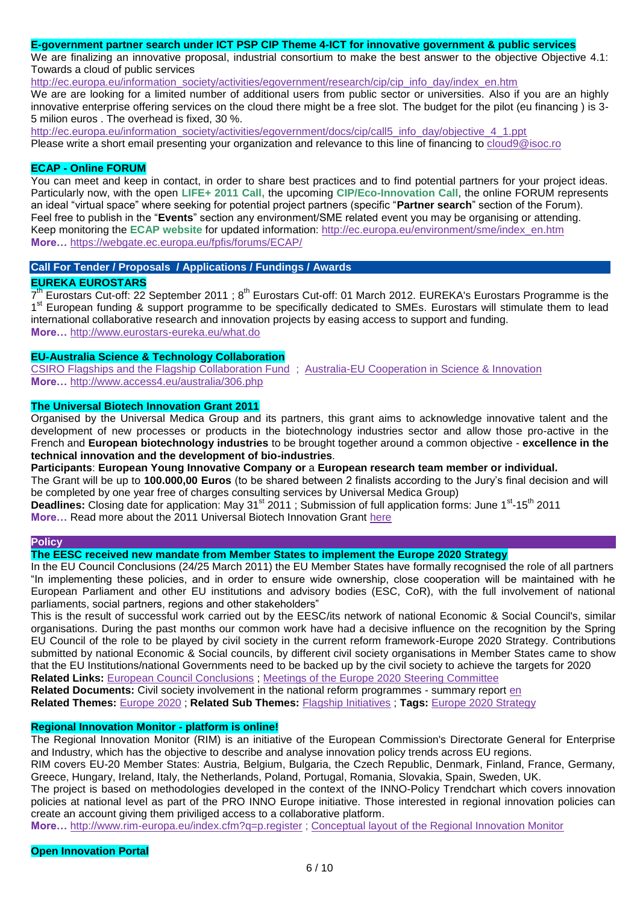**E-government partner search under ICT PSP CIP Theme 4-ICT for innovative government & public services**

We are finalizing an innovative proposal, industrial consortium to make the best answer to the objective Objective 4.1: Towards a cloud of public services

http://ec.europa.eu/information_society/activities/egovernment/research/cip/cip_info_day/index_en.htm

We are are looking for a limited number of additional users from public sector or universities. Also if you are an highly innovative enterprise offering services on the cloud there might be a free slot. The budget for the pilot (eu financing ) is 3-5 milion euros . The overhead is fixed, 30 %.

http://ec.europa.eu/information_society/activities/egovernment/docs/cip/call5_info_day/objective_4_1.ppt

Please write a short email presenting your organization and relevance to this line of financing to cloud9@isoc.ro

**ECAP - Online FORUM**

You can meet and keep in contact, in order to share best practices and to find potential partners for your project ideas. Particularly now, with the open **LIFE+ 2011 Call,** the upcoming **CIP/Eco-Innovation Call**, the online FORUM represents an ideal "virtual space" where seeking for potential project partners (specific "**Partner search**" section of the Forum). Feel free to publish in the "**Events**" section any environment/SME related event you may be organising or attending. Keep monitoring the **ECAP website** for updated information: http://ec.europa.eu/environment/sme/index_en.htm

**More…** https://webgate.ec.europa.eu/fpfis/forums/ECAP/

## Call For Tender / Proposals / Applications / Fundings / Awards

**EUREKA EUROSTARS**

7th Eurostars Cut-off: 22 September 2011 ; 8th Eurostars Cut-off: 01 March 2012. EUREKA's Eurostars Programme is the 1st European funding & support programme to be specifically dedicated to SMEs. Eurostars will stimulate them to lead international collaborative research and innovation projects by easing access to support and funding.

**More…** http://www.eurostars-eureka.eu/what.do

**EU-Australia Science & Technology Collaboration**

CSIRO Flagships and the Flagship Collaboration Fund ; Australia-EU Cooperation in Science & Innovation

**More…** http://www.access4.eu/australia/306.php

**The Universal Biotech Innovation Grant 2011**

Organised by the Universal Medica Group and its partners, this grant aims to acknowledge innovative talent and the development of new processes or products in the biotechnology industries sector and allow those pro-active in the French and **European biotechnology industries** to be brought together around a common objective - **excellence in the technical innovation and the development of bio-industries**.

**Participants**: **European Young Innovative Company or** a **European research team member or individual.**

The Grant will be up to **100.000,00 Euros** (to be shared between 2 finalists according to the Jury's final decision and will be completed by one year free of charges consulting services by Universal Medica Group)

**Deadlines:** Closing date for application: May 31st 2011 ; Submission of full application forms: June 1st-15th 2011

**More…** Read more about the 2011 Universal Biotech Innovation Grant here

## Policy

**The EESC received new mandate from Member States to implement the Europe 2020 Strategy**

In the EU Council Conclusions (24/25 March 2011) the EU Member States have formally recognised the role of all partners "In implementing these policies, and in order to ensure wide ownership, close cooperation will be maintained with he European Parliament and other EU institutions and advisory bodies (ESC, CoR), with the full involvement of national parliaments, social partners, regions and other stakeholders"

This is the result of successful work carried out by the EESC/its network of national Economic & Social Council's, similar organisations. During the past months our common work have had a decisive influence on the recognition by the Spring EU Council of the role to be played by civil society in the current reform framework-Europe 2020 Strategy. Contributions submitted by national Economic & Social councils, by different civil society organisations in Member States came to show that the EU Institutions/national Governments need to be backed up by the civil society to achieve the targets for 2020

**Related Links:** European Council Conclusions ; Meetings of the Europe 2020 Steering Committee

**Related Documents:** Civil society involvement in the national reform programmes - summary report en

**Related Themes:** Europe 2020 ; **Related Sub Themes:** Flagship Initiatives ; **Tags:** Europe 2020 Strategy

**Regional Innovation Monitor - platform is online!**

The Regional Innovation Monitor (RIM) is an initiative of the European Commission's Directorate General for Enterprise and Industry, which has the objective to describe and analyse innovation policy trends across EU regions.

RIM covers EU-20 Member States: Austria, Belgium, Bulgaria, the Czech Republic, Denmark, Finland, France, Germany, Greece, Hungary, Ireland, Italy, the Netherlands, Poland, Portugal, Romania, Slovakia, Spain, Sweden, UK.

The project is based on methodologies developed in the context of the INNO-Policy Trendchart which covers innovation policies at national level as part of the PRO INNO Europe initiative. Those interested in regional innovation policies can create an account giving them priviliged access to a collaborative platform.

**More…** http://www.rim-europa.eu/index.cfm?q=p.register ; Conceptual layout of the Regional Innovation Monitor

**Open Innovation Portal**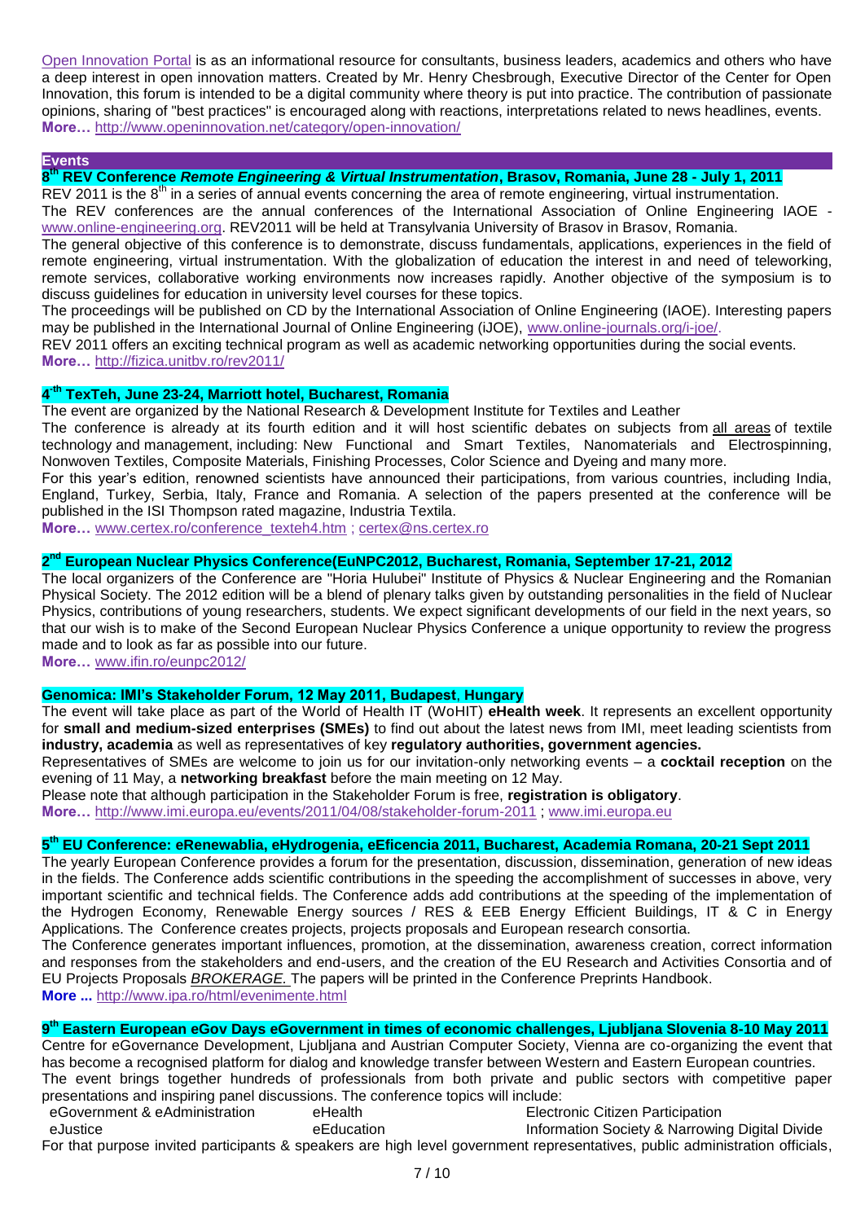Open Innovation Portal is as an informational resource for consultants, business leaders, academics and others who have a deep interest in open innovation matters. Created by Mr. Henry Chesbrough, Executive Director of the Center for Open Innovation, this forum is intended to be a digital community where theory is put into practice. The contribution of passionate opinions, sharing of "best practices" is encouraged along with reactions, interpretations related to news headlines, events.
**More…** http://www.openinnovation.net/category/open-innovation/

## Events

### 8th REV Conference *Remote Engineering & Virtual Instrumentation*, Brasov, Romania, June 28 - July 1, 2011

REV 2011 is the 8th in a series of annual events concerning the area of remote engineering, virtual instrumentation.
The REV conferences are the annual conferences of the International Association of Online Engineering IAOE - www.online-engineering.org. REV2011 will be held at Transylvania University of Brasov in Brasov, Romania.
The general objective of this conference is to demonstrate, discuss fundamentals, applications, experiences in the field of remote engineering, virtual instrumentation. With the globalization of education the interest in and need of teleworking, remote services, collaborative working environments now increases rapidly. Another objective of the symposium is to discuss guidelines for education in university level courses for these topics.
The proceedings will be published on CD by the International Association of Online Engineering (IAOE). Interesting papers may be published in the International Journal of Online Engineering (iJOE), www.online-journals.org/i-joe/.
REV 2011 offers an exciting technical program as well as academic networking opportunities during the social events.
**More…** http://fizica.unitbv.ro/rev2011/

### 4th TexTeh, June 23-24, Marriott hotel, Bucharest, Romania

The event are organized by the National Research & Development Institute for Textiles and Leather
The conference is already at its fourth edition and it will host scientific debates on subjects from all areas of textile technology and management, including: New Functional and Smart Textiles, Nanomaterials and Electrospinning, Nonwoven Textiles, Composite Materials, Finishing Processes, Color Science and Dyeing and many more.
For this year's edition, renowned scientists have announced their participations, from various countries, including India, England, Turkey, Serbia, Italy, France and Romania. A selection of the papers presented at the conference will be published in the ISI Thompson rated magazine, Industria Textila.
**More…** www.certex.ro/conference_texteh4.htm ; certex@ns.certex.ro

### 2nd European Nuclear Physics Conference(EuNPC2012, Bucharest, Romania, September 17-21, 2012

The local organizers of the Conference are "Horia Hulubei" Institute of Physics & Nuclear Engineering and the Romanian Physical Society. The 2012 edition will be a blend of plenary talks given by outstanding personalities in the field of Nuclear Physics, contributions of young researchers, students. We expect significant developments of our field in the next years, so that our wish is to make of the Second European Nuclear Physics Conference a unique opportunity to review the progress made and to look as far as possible into our future.
**More…** www.ifin.ro/eunpc2012/

### Genomica: IMI's Stakeholder Forum, 12 May 2011, Budapest, Hungary

The event will take place as part of the World of Health IT (WoHIT) **eHealth week**. It represents an excellent opportunity for **small and medium-sized enterprises (SMEs)** to find out about the latest news from IMI, meet leading scientists from **industry, academia** as well as representatives of key **regulatory authorities, government agencies.**
Representatives of SMEs are welcome to join us for our invitation-only networking events – a **cocktail reception** on the evening of 11 May, a **networking breakfast** before the main meeting on 12 May.
Please note that although participation in the Stakeholder Forum is free, **registration is obligatory**.
**More…** http://www.imi.europa.eu/events/2011/04/08/stakeholder-forum-2011 ; www.imi.europa.eu

### 5th EU Conference: eRenewablia, eHydrogenia, eEficencia 2011, Bucharest, Academia Romana, 20-21 Sept 2011

The yearly European Conference provides a forum for the presentation, discussion, dissemination, generation of new ideas in the fields. The Conference adds scientific contributions in the speeding the accomplishment of successes in above, very important scientific and technical fields. The Conference adds add contributions at the speeding of the implementation of the Hydrogen Economy, Renewable Energy sources / RES & EEB Energy Efficient Buildings, IT & C in Energy Applications. The Conference creates projects, projects proposals and European research consortia.
The Conference generates important influences, promotion, at the dissemination, awareness creation, correct information and responses from the stakeholders and end-users, and the creation of the EU Research and Activities Consortia and of EU Projects Proposals ***BROKERAGE.*** The papers will be printed in the Conference Preprints Handbook.
**More ...** http://www.ipa.ro/html/evenimente.html

### 9th Eastern European eGov Days eGovernment in times of economic challenges, Ljubljana Slovenia 8-10 May 2011

Centre for eGovernance Development, Ljubljana and Austrian Computer Society, Vienna are co-organizing the event that has become a recognised platform for dialog and knowledge transfer between Western and Eastern European countries.
The event brings together hundreds of professionals from both private and public sectors with competitive paper presentations and inspiring panel discussions. The conference topics will include:

- eGovernment & eAdministration
- eHealth
- Electronic Citizen Participation
- eJustice
- eEducation
- Information Society & Narrowing Digital Divide

For that purpose invited participants & speakers are high level government representatives, public administration officials,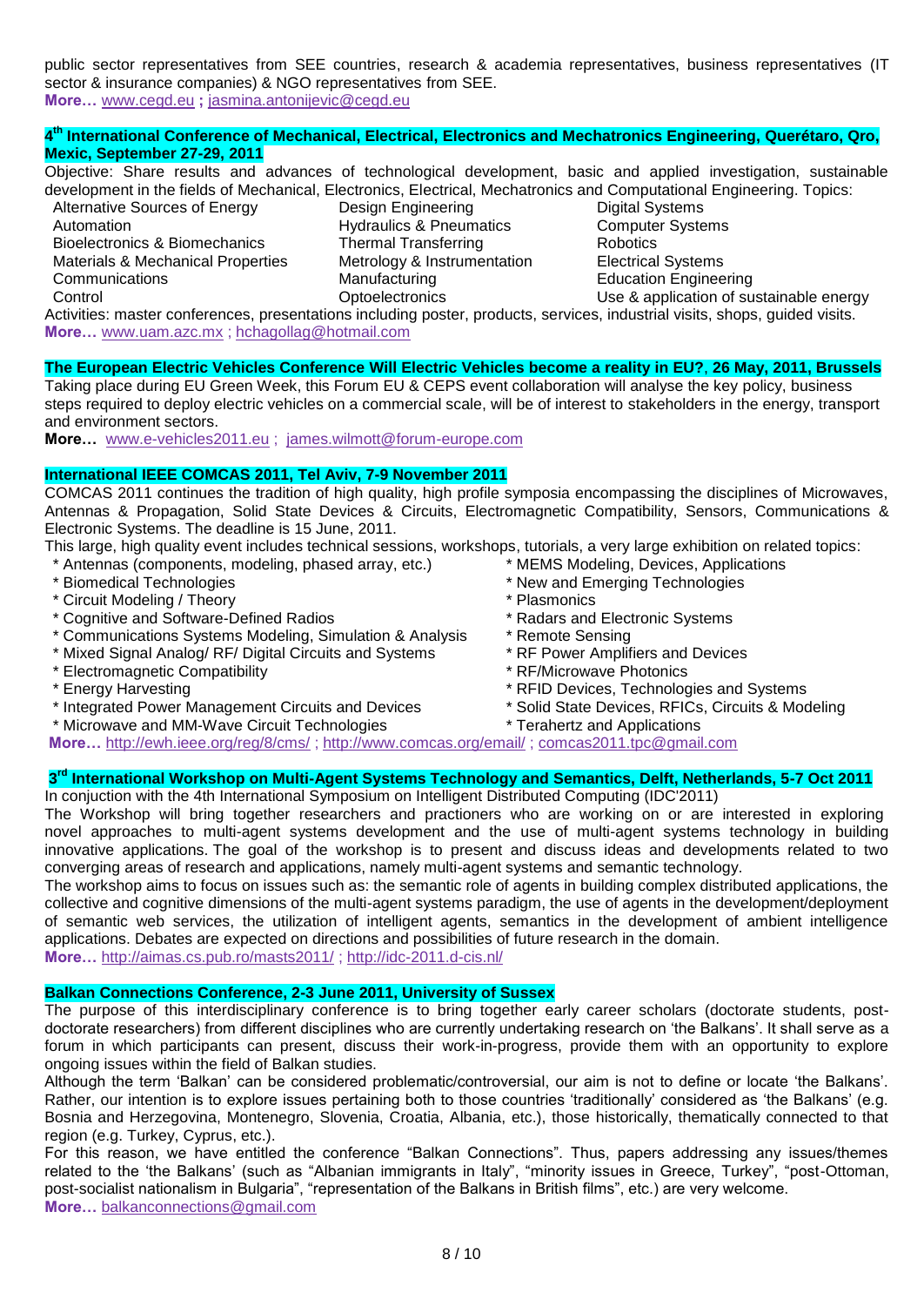public sector representatives from SEE countries, research & academia representatives, business representatives (IT sector & insurance companies) & NGO representatives from SEE.
**More…** www.cegd.eu **;** jasmina.antonijevic@cegd.eu

### 4th International Conference of Mechanical, Electrical, Electronics and Mechatronics Engineering, Querétaro, Qro, Mexic, September 27-29, 2011

Objective: Share results and advances of technological development, basic and applied investigation, sustainable development in the fields of Mechanical, Electronics, Electrical, Mechatronics and Computational Engineering. Topics:

- Alternative Sources of Energy
- Automation
- Bioelectronics & Biomechanics
- Materials & Mechanical Properties
- Communications
- Control
- Design Engineering
- Hydraulics & Pneumatics
- Thermal Transferring
- Metrology & Instrumentation
- Manufacturing
- Optoelectronics
- Digital Systems
- Computer Systems
- Robotics
- Electrical Systems
- Education Engineering
- Use & application of sustainable energy

Activities: master conferences, presentations including poster, products, services, industrial visits, shops, guided visits.
**More…** www.uam.azc.mx ; hchagollag@hotmail.com

### The European Electric Vehicles Conference Will Electric Vehicles become a reality in EU?, 26 May, 2011, Brussels

Taking place during EU Green Week, this Forum EU & CEPS event collaboration will analyse the key policy, business steps required to deploy electric vehicles on a commercial scale, will be of interest to stakeholders in the energy, transport and environment sectors.
**More…** www.e-vehicles2011.eu ; james.wilmott@forum-europe.com

### International IEEE COMCAS 2011, Tel Aviv, 7-9 November 2011

COMCAS 2011 continues the tradition of high quality, high profile symposia encompassing the disciplines of Microwaves, Antennas & Propagation, Solid State Devices & Circuits, Electromagnetic Compatibility, Sensors, Communications & Electronic Systems. The deadline is 15 June, 2011.

This large, high quality event includes technical sessions, workshops, tutorials, a very large exhibition on related topics:

* Antennas (components, modeling, phased array, etc.)
* Biomedical Technologies
* Circuit Modeling / Theory
* Cognitive and Software-Defined Radios
* Communications Systems Modeling, Simulation & Analysis
* Mixed Signal Analog/ RF/ Digital Circuits and Systems
* Electromagnetic Compatibility
* Energy Harvesting
* Integrated Power Management Circuits and Devices
* Microwave and MM-Wave Circuit Technologies
* MEMS Modeling, Devices, Applications
* New and Emerging Technologies
* Plasmonics
* Radars and Electronic Systems
* Remote Sensing
* RF Power Amplifiers and Devices
* RF/Microwave Photonics
* RFID Devices, Technologies and Systems
* Solid State Devices, RFICs, Circuits & Modeling
* Terahertz and Applications

**More…** http://ewh.ieee.org/reg/8/cms/ ; http://www.comcas.org/email/ ; comcas2011.tpc@gmail.com

### 3rd International Workshop on Multi-Agent Systems Technology and Semantics, Delft, Netherlands, 5-7 Oct 2011

In conjuction with the 4th International Symposium on Intelligent Distributed Computing (IDC'2011)

The Workshop will bring together researchers and practioners who are working on or are interested in exploring novel approaches to multi-agent systems development and the use of multi-agent systems technology in building innovative applications. The goal of the workshop is to present and discuss ideas and developments related to two converging areas of research and applications, namely multi-agent systems and semantic technology.

The workshop aims to focus on issues such as: the semantic role of agents in building complex distributed applications, the collective and cognitive dimensions of the multi-agent systems paradigm, the use of agents in the development/deployment of semantic web services, the utilization of intelligent agents, semantics in the development of ambient intelligence applications. Debates are expected on directions and possibilities of future research in the domain.
**More…** http://aimas.cs.pub.ro/masts2011/ ; http://idc-2011.d-cis.nl/

### Balkan Connections Conference, 2-3 June 2011, University of Sussex

The purpose of this interdisciplinary conference is to bring together early career scholars (doctorate students, post-doctorate researchers) from different disciplines who are currently undertaking research on 'the Balkans'. It shall serve as a forum in which participants can present, discuss their work-in-progress, provide them with an opportunity to explore ongoing issues within the field of Balkan studies.

Although the term 'Balkan' can be considered problematic/controversial, our aim is not to define or locate 'the Balkans'. Rather, our intention is to explore issues pertaining both to those countries 'traditionally' considered as 'the Balkans' (e.g. Bosnia and Herzegovina, Montenegro, Slovenia, Croatia, Albania, etc.), those historically, thematically connected to that region (e.g. Turkey, Cyprus, etc.).

For this reason, we have entitled the conference "Balkan Connections". Thus, papers addressing any issues/themes related to the 'the Balkans' (such as "Albanian immigrants in Italy", "minority issues in Greece, Turkey", "post-Ottoman, post-socialist nationalism in Bulgaria", "representation of the Balkans in British films", etc.) are very welcome.
**More…** balkanconnections@gmail.com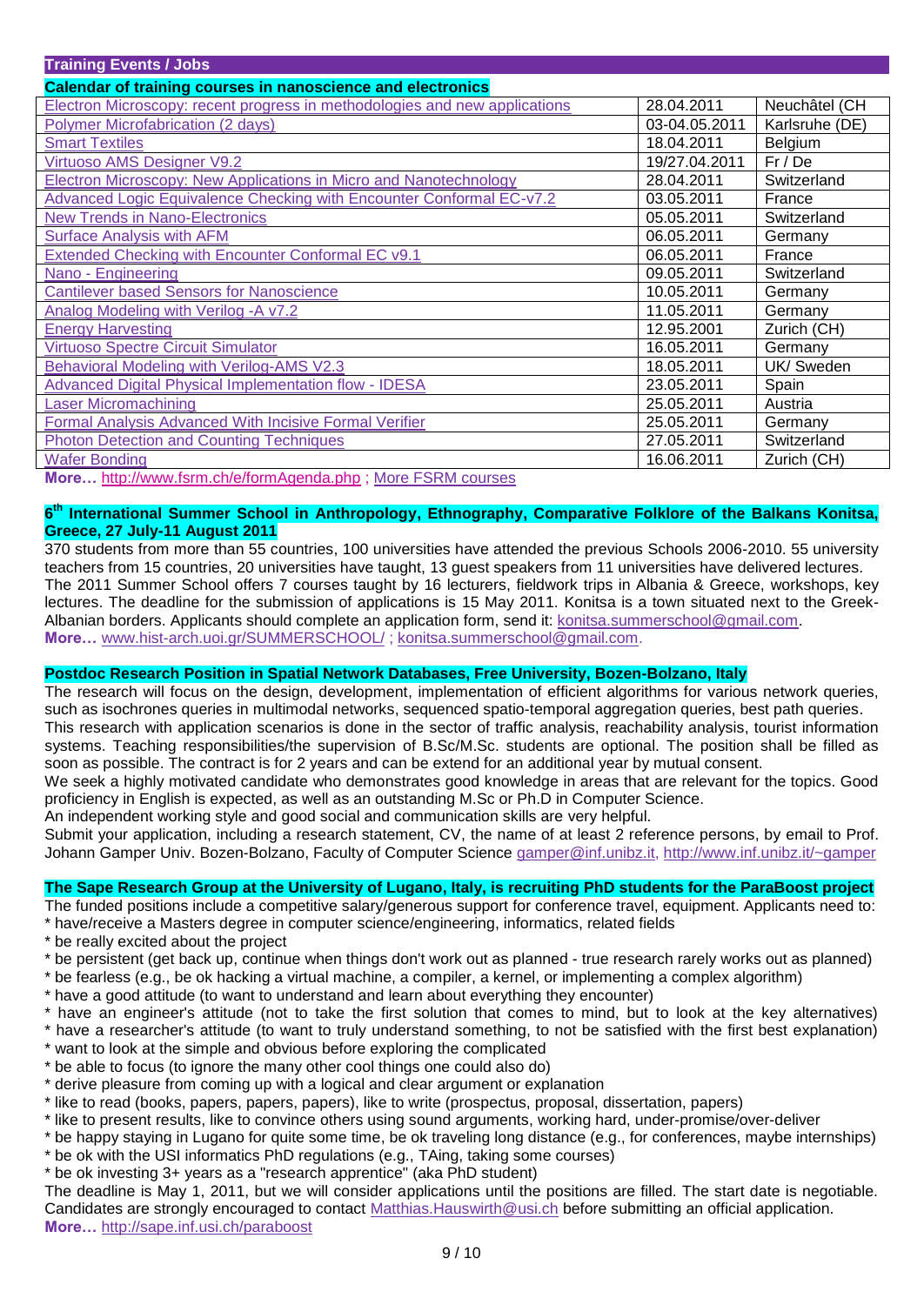## Training Events / Jobs

### Calendar of training courses in nanoscience and electronics

| Course | Date | Location |
|---|---|---|
| Electron Microscopy: recent progress in methodologies and new applications | 28.04.2011 | Neuchâtel (CH |
| Polymer Microfabrication (2 days) | 03-04.05.2011 | Karlsruhe (DE) |
| Smart Textiles | 18.04.2011 | Belgium |
| Virtuoso AMS Designer V9.2 | 19/27.04.2011 | Fr / De |
| Electron Microscopy: New Applications in Micro and Nanotechnology | 28.04.2011 | Switzerland |
| Advanced Logic Equivalence Checking with Encounter Conformal EC-v7.2 | 03.05.2011 | France |
| New Trends in Nano-Electronics | 05.05.2011 | Switzerland |
| Surface Analysis with AFM | 06.05.2011 | Germany |
| Extended Checking with Encounter Conformal EC v9.1 | 06.05.2011 | France |
| Nano - Engineering | 09.05.2011 | Switzerland |
| Cantilever based Sensors for Nanoscience | 10.05.2011 | Germany |
| Analog Modeling with Verilog -A v7.2 | 11.05.2011 | Germany |
| Energy Harvesting | 12.95.2001 | Zurich (CH) |
| Virtuoso Spectre Circuit Simulator | 16.05.2011 | Germany |
| Behavioral Modeling with Verilog-AMS V2.3 | 18.05.2011 | UK/ Sweden |
| Advanced Digital Physical Implementation flow - IDESA | 23.05.2011 | Spain |
| Laser Micromachining | 25.05.2011 | Austria |
| Formal Analysis Advanced With Incisive Formal Verifier | 25.05.2011 | Germany |
| Photon Detection and Counting Techniques | 27.05.2011 | Switzerland |
| Wafer Bonding | 16.06.2011 | Zurich (CH) |

**More…** http://www.fsrm.ch/e/formAgenda.php ; More FSRM courses

### 6th International Summer School in Anthropology, Ethnography, Comparative Folklore of the Balkans Konitsa, Greece, 27 July-11 August 2011

370 students from more than 55 countries, 100 universities have attended the previous Schools 2006-2010. 55 university teachers from 15 countries, 20 universities have taught, 13 guest speakers from 11 universities have delivered lectures. The 2011 Summer School offers 7 courses taught by 16 lecturers, fieldwork trips in Albania & Greece, workshops, key lectures. The deadline for the submission of applications is 15 May 2011. Konitsa is a town situated next to the Greek-Albanian borders. Applicants should complete an application form, send it: konitsa.summerschool@gmail.com.
**More…** www.hist-arch.uoi.gr/SUMMERSCHOOL/ ; konitsa.summerschool@gmail.com.

### Postdoc Research Position in Spatial Network Databases, Free University, Bozen-Bolzano, Italy

The research will focus on the design, development, implementation of efficient algorithms for various network queries, such as isochrones queries in multimodal networks, sequenced spatio-temporal aggregation queries, best path queries.
This research with application scenarios is done in the sector of traffic analysis, reachability analysis, tourist information systems. Teaching responsibilities/the supervision of B.Sc/M.Sc. students are optional. The position shall be filled as soon as possible. The contract is for 2 years and can be extend for an additional year by mutual consent.
We seek a highly motivated candidate who demonstrates good knowledge in areas that are relevant for the topics. Good proficiency in English is expected, as well as an outstanding M.Sc or Ph.D in Computer Science.
An independent working style and good social and communication skills are very helpful.
Submit your application, including a research statement, CV, the name of at least 2 reference persons, by email to Prof. Johann Gamper Univ. Bozen-Bolzano, Faculty of Computer Science gamper@inf.unibz.it, http://www.inf.unibz.it/~gamper

### The Sape Research Group at the University of Lugano, Italy, is recruiting PhD students for the ParaBoost project

The funded positions include a competitive salary/generous support for conference travel, equipment. Applicants need to:
* have/receive a Masters degree in computer science/engineering, informatics, related fields
* be really excited about the project
* be persistent (get back up, continue when things don't work out as planned - true research rarely works out as planned)
* be fearless (e.g., be ok hacking a virtual machine, a compiler, a kernel, or implementing a complex algorithm)
* have a good attitude (to want to understand and learn about everything they encounter)
* have an engineer's attitude (not to take the first solution that comes to mind, but to look at the key alternatives)
* have a researcher's attitude (to want to truly understand something, to not be satisfied with the first best explanation)
* want to look at the simple and obvious before exploring the complicated
* be able to focus (to ignore the many other cool things one could also do)
* derive pleasure from coming up with a logical and clear argument or explanation
* like to read (books, papers, papers, papers), like to write (prospectus, proposal, dissertation, papers)
* like to present results, like to convince others using sound arguments, working hard, under-promise/over-deliver
* be happy staying in Lugano for quite some time, be ok traveling long distance (e.g., for conferences, maybe internships)
* be ok with the USI informatics PhD regulations (e.g., TAing, taking some courses)
* be ok investing 3+ years as a "research apprentice" (aka PhD student)

The deadline is May 1, 2011, but we will consider applications until the positions are filled. The start date is negotiable. Candidates are strongly encouraged to contact Matthias.Hauswirth@usi.ch before submitting an official application.
**More…** http://sape.inf.usi.ch/paraboost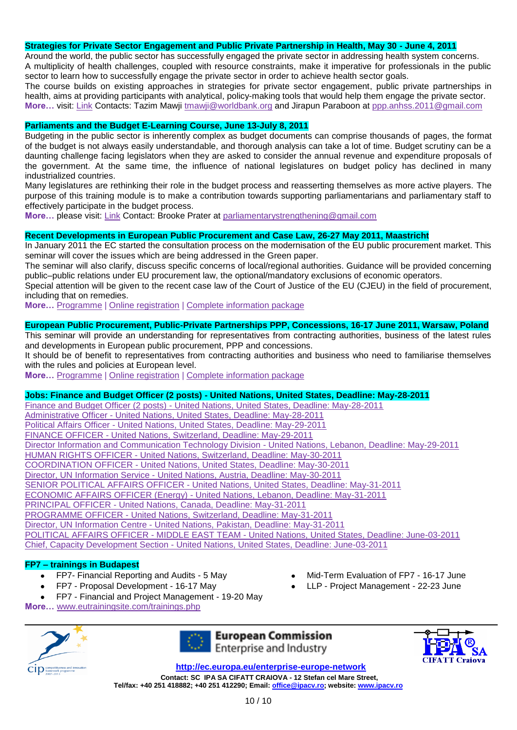**Strategies for Private Sector Engagement and Public Private Partnership in Health, May 30 - June 4, 2011**

Around the world, the public sector has successfully engaged the private sector in addressing health system concerns.
A multiplicity of health challenges, coupled with resource constraints, make it imperative for professionals in the public sector to learn how to successfully engage the private sector in order to achieve health sector goals.
The course builds on existing approaches in strategies for private sector engagement, public private partnerships in health, aims at providing participants with analytical, policy-making tools that would help them engage the private sector.
**More…** visit: Link Contacts: Tazim Mawji tmawji@worldbank.org and Jirapun Paraboon at ppp.anhss.2011@gmail.com

**Parliaments and the Budget E-Learning Course, June 13-July 8, 2011**

Budgeting in the public sector is inherently complex as budget documents can comprise thousands of pages, the format of the budget is not always easily understandable, and thorough analysis can take a lot of time. Budget scrutiny can be a daunting challenge facing legislators when they are asked to consider the annual revenue and expenditure proposals of the government. At the same time, the influence of national legislatures on budget policy has declined in many industrialized countries.
Many legislatures are rethinking their role in the budget process and reasserting themselves as more active players. The purpose of this training module is to make a contribution towards supporting parliamentarians and parliamentary staff to effectively participate in the budget process.
**More…** please visit: Link Contact: Brooke Prater at parliamentarystrengthening@gmail.com

**Recent Developments in European Public Procurement and Case Law, 26-27 May 2011, Maastricht**

In January 2011 the EC started the consultation process on the modernisation of the EU public procurement market. This seminar will cover the issues which are being addressed in the Green paper.
The seminar will also clarify, discuss specific concerns of local/regional authorities. Guidance will be provided concerning public–public relations under EU procurement law, the optional/mandatory exclusions of economic operators.
Special attention will be given to the recent case law of the Court of Justice of the EU (CJEU) in the field of procurement, including that on remedies.
**More…** Programme | Online registration | Complete information package

**European Public Procurement, Public-Private Partnerships PPP, Concessions, 16-17 June 2011, Warsaw, Poland**

This seminar will provide an understanding for representatives from contracting authorities, business of the latest rules and developments in European public procurement, PPP and concessions.
It should be of benefit to representatives from contracting authorities and business who need to familiarise themselves with the rules and policies at European level.
**More…** Programme | Online registration | Complete information package

**Jobs: Finance and Budget Officer (2 posts) - United Nations, United States, Deadline: May-28-2011**

Finance and Budget Officer (2 posts) - United Nations, United States, Deadline: May-28-2011
Administrative Officer - United Nations, United States, Deadline: May-28-2011
Political Affairs Officer - United Nations, United States, Deadline: May-29-2011
FINANCE OFFICER - United Nations, Switzerland, Deadline: May-29-2011
Director Information and Communication Technology Division - United Nations, Lebanon, Deadline: May-29-2011
HUMAN RIGHTS OFFICER - United Nations, Switzerland, Deadline: May-30-2011
COORDINATION OFFICER - United Nations, United States, Deadline: May-30-2011
Director, UN Information Service - United Nations, Austria, Deadline: May-30-2011
SENIOR POLITICAL AFFAIRS OFFICER - United Nations, United States, Deadline: May-31-2011
ECONOMIC AFFAIRS OFFICER (Energy) - United Nations, Lebanon, Deadline: May-31-2011
PRINCIPAL OFFICER - United Nations, Canada, Deadline: May-31-2011
PROGRAMME OFFICER - United Nations, Switzerland, Deadline: May-31-2011
Director, UN Information Centre - United Nations, Pakistan, Deadline: May-31-2011
POLITICAL AFFAIRS OFFICER - MIDDLE EAST TEAM - United Nations, United States, Deadline: June-03-2011
Chief, Capacity Development Section - United Nations, United States, Deadline: June-03-2011

**FP7 – trainings in Budapest**

- FP7- Financial Reporting and Audits - 5 May
- FP7 - Proposal Development - 16-17 May
- FP7 - Financial and Project Management - 19-20 May
- Mid-Term Evaluation of FP7 - 16-17 June
- LLP - Project Management - 22-23 June

**More…** www.eutrainingsite.com/trainings.php

European Commission
Enterprise and Industry

**http://ec.europa.eu/enterprise-europe-network**

**Contact: SC IPA SA CIFATT CRAIOVA - 12 Stefan cel Mare Street,**
**Tel/fax: +40 251 418882; +40 251 412290; Email: office@ipacv.ro; website: www.ipacv.ro**